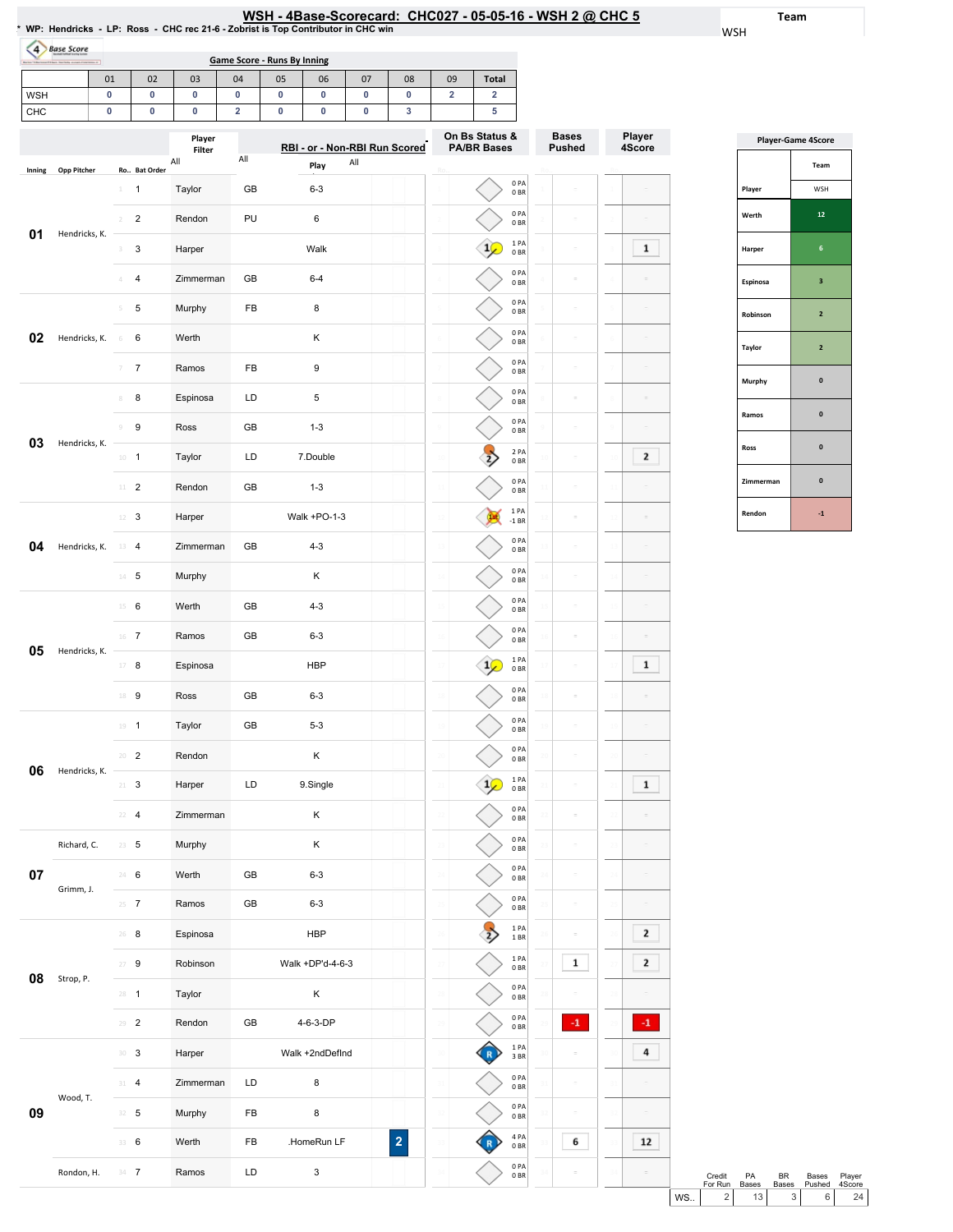# WSH - 4Base-Scorecard: CHC027 - 05-05-16 - WSH 2 @ CHC 5

\* WP: Hendricks - LP: Ross - CHC rec 21-6 - Zobrist is Top Contributor in CHC win

**Team**: WSH

## Game Score - Runs By Inning

| | 01 | 02 | 03 | 04 | 05 | 06 | 07 | 08 | 09 | Total |
|---|---|---|---|---|---|---|---|---|---|---|
| WSH | 0 | 0 | 0 | 0 | 0 | 0 | 0 | 0 | 2 | 2 |
| CHC | 0 | 0 | 0 | 2 | 0 | 0 | 0 | 3 | | 5 |

| Inning | Opp Pitcher | Ro.. | Bat Order | Player | | Play | RBI | On Bs Status & PA/BR Bases | Bases Pushed | Player 4Score |
|---|---|---|---|---|---|---|---|---|---|---|
| 01 | Hendricks, K. | 1 | 1 | Taylor | GB | 6-3 | | 0 PA 0 BR | | |
| | | 2 | 2 | Rendon | PU | 6 | | 0 PA 0 BR | | |
| | | 3 | 3 | Harper | | Walk | | 1 PA 0 BR | | 1 |
| | | 4 | 4 | Zimmerman | GB | 6-4 | | 0 PA 0 BR | | |
| 02 | Hendricks, K. | 5 | 5 | Murphy | FB | 8 | | 0 PA 0 BR | | |
| | | 6 | 6 | Werth | | K | | 0 PA 0 BR | | |
| | | 7 | 7 | Ramos | FB | 9 | | 0 PA 0 BR | | |
| 03 | Hendricks, K. | 8 | 8 | Espinosa | LD | 5 | | 0 PA 0 BR | | |
| | | 9 | 9 | Ross | GB | 1-3 | | 0 PA 0 BR | | |
| | | 10 | 1 | Taylor | LD | 7.Double | | 2 PA 0 BR | | 2 |
| | | 11 | 2 | Rendon | GB | 1-3 | | 0 PA 0 BR | | |
| 04 | Hendricks, K. | 12 | 3 | Harper | | Walk +PO-1-3 | | 1 PA -1 BR | | |
| | | 13 | 4 | Zimmerman | GB | 4-3 | | 0 PA 0 BR | | |
| | | 14 | 5 | Murphy | | K | | 0 PA 0 BR | | |
| 05 | Hendricks, K. | 15 | 6 | Werth | GB | 4-3 | | 0 PA 0 BR | | |
| | | 16 | 7 | Ramos | GB | 6-3 | | 0 PA 0 BR | | |
| | | 17 | 8 | Espinosa | | HBP | | 1 PA 0 BR | | 1 |
| | | 18 | 9 | Ross | GB | 6-3 | | 0 PA 0 BR | | |
| 06 | Hendricks, K. | 19 | 1 | Taylor | GB | 5-3 | | 0 PA 0 BR | | |
| | | 20 | 2 | Rendon | | K | | 0 PA 0 BR | | |
| | | 21 | 3 | Harper | LD | 9.Single | | 1 PA 0 BR | | 1 |
| | | 22 | 4 | Zimmerman | | K | | 0 PA 0 BR | | |
| 07 | Richard, C. | 23 | 5 | Murphy | | K | | 0 PA 0 BR | | |
| | Grimm, J. | 24 | 6 | Werth | GB | 6-3 | | 0 PA 0 BR | | |
| | | 25 | 7 | Ramos | GB | 6-3 | | 0 PA 0 BR | | |
| 08 | Strop, P. | 26 | 8 | Espinosa | | HBP | | 1 PA 1 BR | | 2 |
| | | 27 | 9 | Robinson | | Walk +DP'd-4-6-3 | | 1 PA 0 BR | 1 | 2 |
| | | 28 | 1 | Taylor | | K | | 0 PA 0 BR | | |
| | | 29 | 2 | Rendon | GB | 4-6-3-DP | | 0 PA 0 BR | -1 | -1 |
| 09 | Wood, T. | 30 | 3 | Harper | | Walk +2ndDefInd | | 1 PA 3 BR | | 4 |
| | | 31 | 4 | Zimmerman | LD | 8 | | 0 PA 0 BR | | |
| | | 32 | 5 | Murphy | FB | 8 | | 0 PA 0 BR | | |
| | | 33 | 6 | Werth | FB | .HomeRun LF | 2 | 4 PA 0 BR | 6 | 12 |
| | Rondon, H. | 34 | 7 | Ramos | LD | 3 | | 0 PA 0 BR | | |

## Player-Game 4Score

| Player | WSH |
|---|---|
| Werth | 12 |
| Harper | 6 |
| Espinosa | 3 |
| Robinson | 2 |
| Taylor | 2 |
| Murphy | 0 |
| Ramos | 0 |
| Ross | 0 |
| Zimmerman | 0 |
| Rendon | -1 |

| | Credit For Run | PA Bases | BR Bases | Bases Pushed | Player 4Score |
|---|---|---|---|---|---|
| WS.. | 2 | 13 | 3 | 6 | 24 |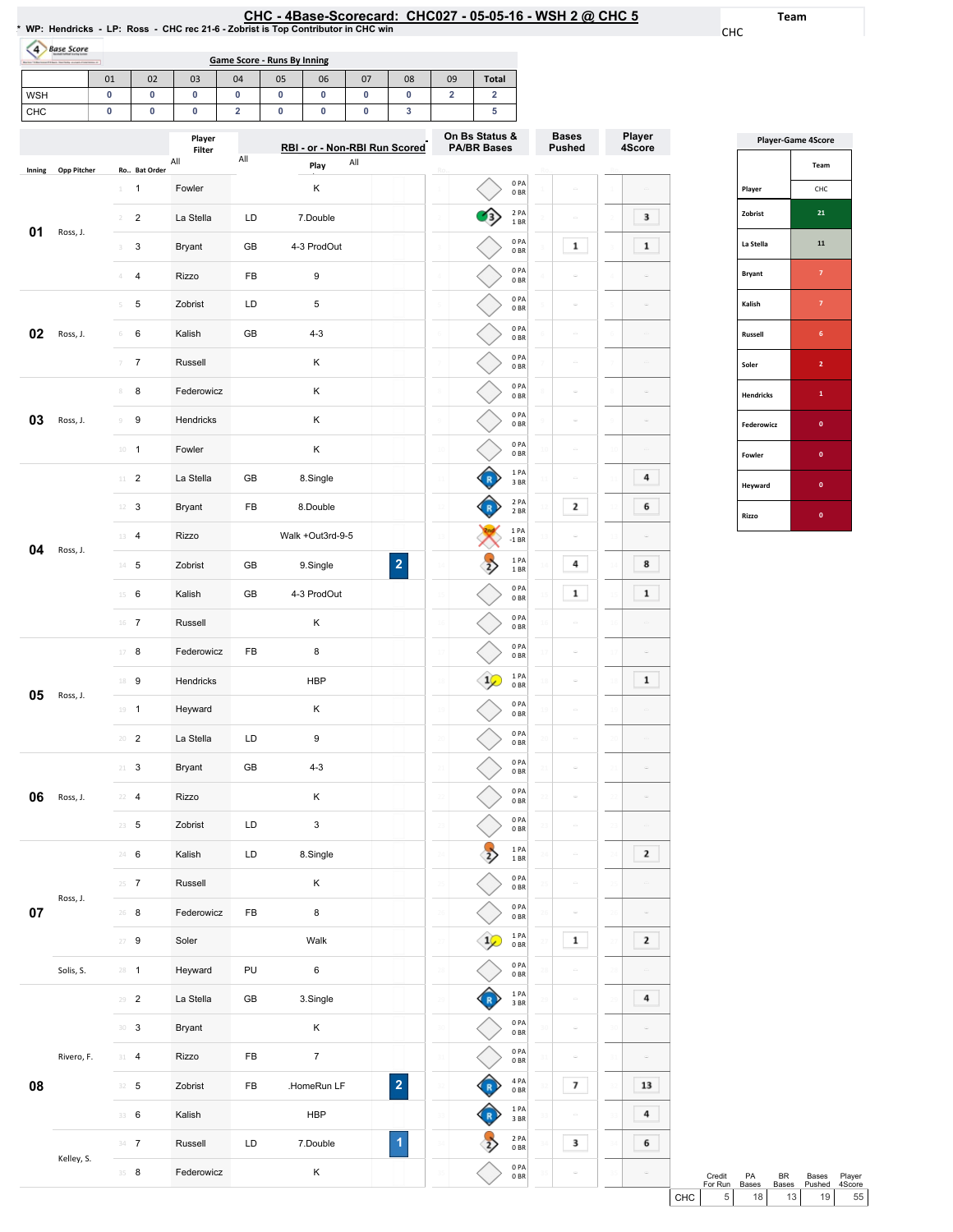# CHC - 4Base-Scorecard: CHC027 - 05-05-16 - WSH 2 @ CHC 5

* WP: Hendricks - LP: Ross - CHC rec 21-6 - Zobrist is Top Contributor in CHC win

Team: CHC

## Game Score - Runs By Inning

| | 01 | 02 | 03 | 04 | 05 | 06 | 07 | 08 | 09 | Total |
|---|---|---|---|---|---|---|---|---|---|---|
| WSH | 0 | 0 | 0 | 0 | 0 | 0 | 0 | 0 | 2 | 2 |
| CHC | 0 | 0 | 0 | 2 | 0 | 0 | 0 | 3 | | 5 |

| Inning | Opp Pitcher | Ro.. | Bat Order | Player | | Play | RBI | On Bs Status & PA/BR Bases | Bases Pushed | Player 4Score |
|---|---|---|---|---|---|---|---|---|---|---|
| 01 | Ross, J. | 1 | 1 | Fowler | | K | | 0 PA 0 BR | | |
| | | 2 | 2 | La Stella | LD | 7.Double | | 2 PA 1 BR | | 3 |
| | | 3 | 3 | Bryant | GB | 4-3 ProdOut | | 0 PA 0 BR | 1 | 1 |
| | | 4 | 4 | Rizzo | FB | 9 | | 0 PA 0 BR | | |
| 02 | Ross, J. | 5 | 5 | Zobrist | LD | 5 | | 0 PA 0 BR | | |
| | | 6 | 6 | Kalish | GB | 4-3 | | 0 PA 0 BR | | |
| | | 7 | 7 | Russell | | K | | 0 PA 0 BR | | |
| 03 | Ross, J. | 8 | 8 | Federowicz | | K | | 0 PA 0 BR | | |
| | | 9 | 9 | Hendricks | | K | | 0 PA 0 BR | | |
| | | 10 | 1 | Fowler | | K | | 0 PA 0 BR | | |
| 04 | Ross, J. | 11 | 2 | La Stella | GB | 8.Single | | 1 PA 3 BR | | 4 |
| | | 12 | 3 | Bryant | FB | 8.Double | | 2 PA 2 BR | 2 | 6 |
| | | 13 | 4 | Rizzo | | Walk +Out3rd-9-5 | | 1 PA -1 BR | | |
| | | 14 | 5 | Zobrist | GB | 9.Single | 2 | 1 PA 1 BR | 4 | 8 |
| | | 15 | 6 | Kalish | GB | 4-3 ProdOut | | 0 PA 0 BR | 1 | 1 |
| | | 16 | 7 | Russell | | K | | 0 PA 0 BR | | |
| 05 | Ross, J. | 17 | 8 | Federowicz | FB | 8 | | 0 PA 0 BR | | |
| | | 18 | 9 | Hendricks | | HBP | | 1 PA 0 BR | | 1 |
| | | 19 | 1 | Heyward | | K | | 0 PA 0 BR | | |
| | | 20 | 2 | La Stella | LD | 9 | | 0 PA 0 BR | | |
| 06 | Ross, J. | 21 | 3 | Bryant | GB | 4-3 | | 0 PA 0 BR | | |
| | | 22 | 4 | Rizzo | | K | | 0 PA 0 BR | | |
| | | 23 | 5 | Zobrist | LD | 3 | | 0 PA 0 BR | | |
| 07 | Ross, J. | 24 | 6 | Kalish | LD | 8.Single | | 1 PA 1 BR | | 2 |
| | | 25 | 7 | Russell | | K | | 0 PA 0 BR | | |
| | | 26 | 8 | Federowicz | FB | 8 | | 0 PA 0 BR | | |
| | | 27 | 9 | Soler | | Walk | | 1 PA 0 BR | 1 | 2 |
| | Solis, S. | 28 | 1 | Heyward | PU | 6 | | 0 PA 0 BR | | |
| 08 | Rivero, F. | 29 | 2 | La Stella | GB | 3.Single | | 1 PA 3 BR | | 4 |
| | | 30 | 3 | Bryant | | K | | 0 PA 0 BR | | |
| | | 31 | 4 | Rizzo | FB | 7 | | 0 PA 0 BR | | |
| | | 32 | 5 | Zobrist | FB | .HomeRun LF | 2 | 4 PA 0 BR | 7 | 13 |
| | | 33 | 6 | Kalish | | HBP | | 1 PA 3 BR | | 4 |
| | Kelley, S. | 34 | 7 | Russell | LD | 7.Double | 1 | 2 PA 0 BR | 3 | 6 |
| | | 35 | 8 | Federowicz | | K | | 0 PA 0 BR | | |

| | Credit For Run | PA Bases | BR Bases | Bases Pushed | Player 4Score |
|---|---|---|---|---|---|
| CHC | 5 | 18 | 13 | 19 | 55 |

## Player-Game 4Score

| Player | CHC |
|---|---|
| Zobrist | 21 |
| La Stella | 11 |
| Bryant | 7 |
| Kalish | 7 |
| Russell | 6 |
| Soler | 2 |
| Hendricks | 1 |
| Federowicz | 0 |
| Fowler | 0 |
| Heyward | 0 |
| Rizzo | 0 |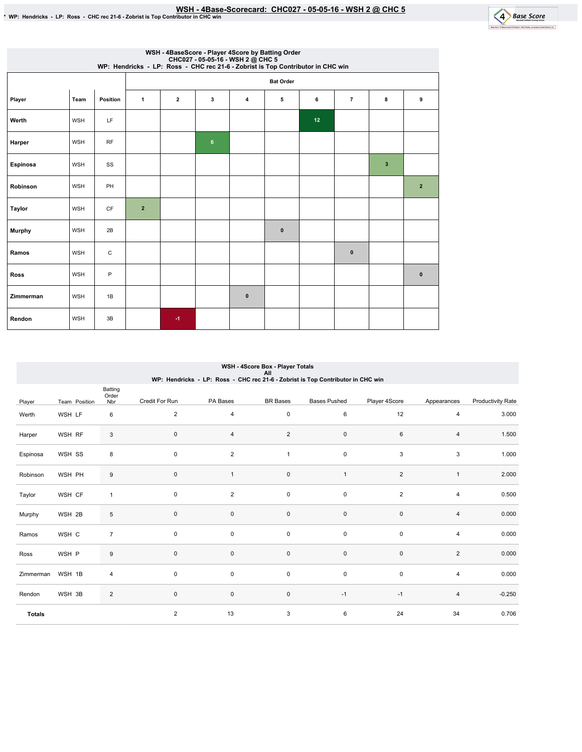# WSH - 4Base-Scorecard: CHC027 - 05-05-16 - WSH 2 @ CHC 5

* WP: Hendricks - LP: Ross - CHC rec 21-6 - Zobrist is Top Contributor in CHC win

## WSH - 4BaseScore - Player 4Score by Batting Order
CHC027 - 05-05-16 - WSH 2 @ CHC 5
WP: Hendricks - LP: Ross - CHC rec 21-6 - Zobrist is Top Contributor in CHC win

| | | | Bat Order | | | | | | | | |
|---|---|---|---|---|---|---|---|---|---|---|---|
| Player | Team | Position | 1 | 2 | 3 | 4 | 5 | 6 | 7 | 8 | 9 |
| Werth | WSH | LF | | | | | | 12 | | | |
| Harper | WSH | RF | | | 6 | | | | | | |
| Espinosa | WSH | SS | | | | | | | | 3 | |
| Robinson | WSH | PH | | | | | | | | | 2 |
| Taylor | WSH | CF | 2 | | | | | | | | |
| Murphy | WSH | 2B | | | | | 0 | | | | |
| Ramos | WSH | C | | | | | | | 0 | | |
| Ross | WSH | P | | | | | | | | | 0 |
| Zimmerman | WSH | 1B | | | | 0 | | | | | |
| Rendon | WSH | 3B | | -1 | | | | | | | |

## WSH - 4Score Box - Player Totals
All
WP: Hendricks - LP: Ross - CHC rec 21-6 - Zobrist is Top Contributor in CHC win

| Player | Team | Position | Batting Order Nbr | Credit For Run | PA Bases | BR Bases | Bases Pushed | Player 4Score | Appearances | Productivity Rate |
|---|---|---|---|---|---|---|---|---|---|---|
| Werth | WSH | LF | 6 | 2 | 4 | 0 | 6 | 12 | 4 | 3.000 |
| Harper | WSH | RF | 3 | 0 | 4 | 2 | 0 | 6 | 4 | 1.500 |
| Espinosa | WSH | SS | 8 | 0 | 2 | 1 | 0 | 3 | 3 | 1.000 |
| Robinson | WSH | PH | 9 | 0 | 1 | 0 | 1 | 2 | 1 | 2.000 |
| Taylor | WSH | CF | 1 | 0 | 2 | 0 | 0 | 2 | 4 | 0.500 |
| Murphy | WSH | 2B | 5 | 0 | 0 | 0 | 0 | 0 | 4 | 0.000 |
| Ramos | WSH | C | 7 | 0 | 0 | 0 | 0 | 0 | 4 | 0.000 |
| Ross | WSH | P | 9 | 0 | 0 | 0 | 0 | 0 | 2 | 0.000 |
| Zimmerman | WSH | 1B | 4 | 0 | 0 | 0 | 0 | 0 | 4 | 0.000 |
| Rendon | WSH | 3B | 2 | 0 | 0 | 0 | -1 | -1 | 4 | -0.250 |
| **Totals** | | | | 2 | 13 | 3 | 6 | 24 | 34 | 0.706 |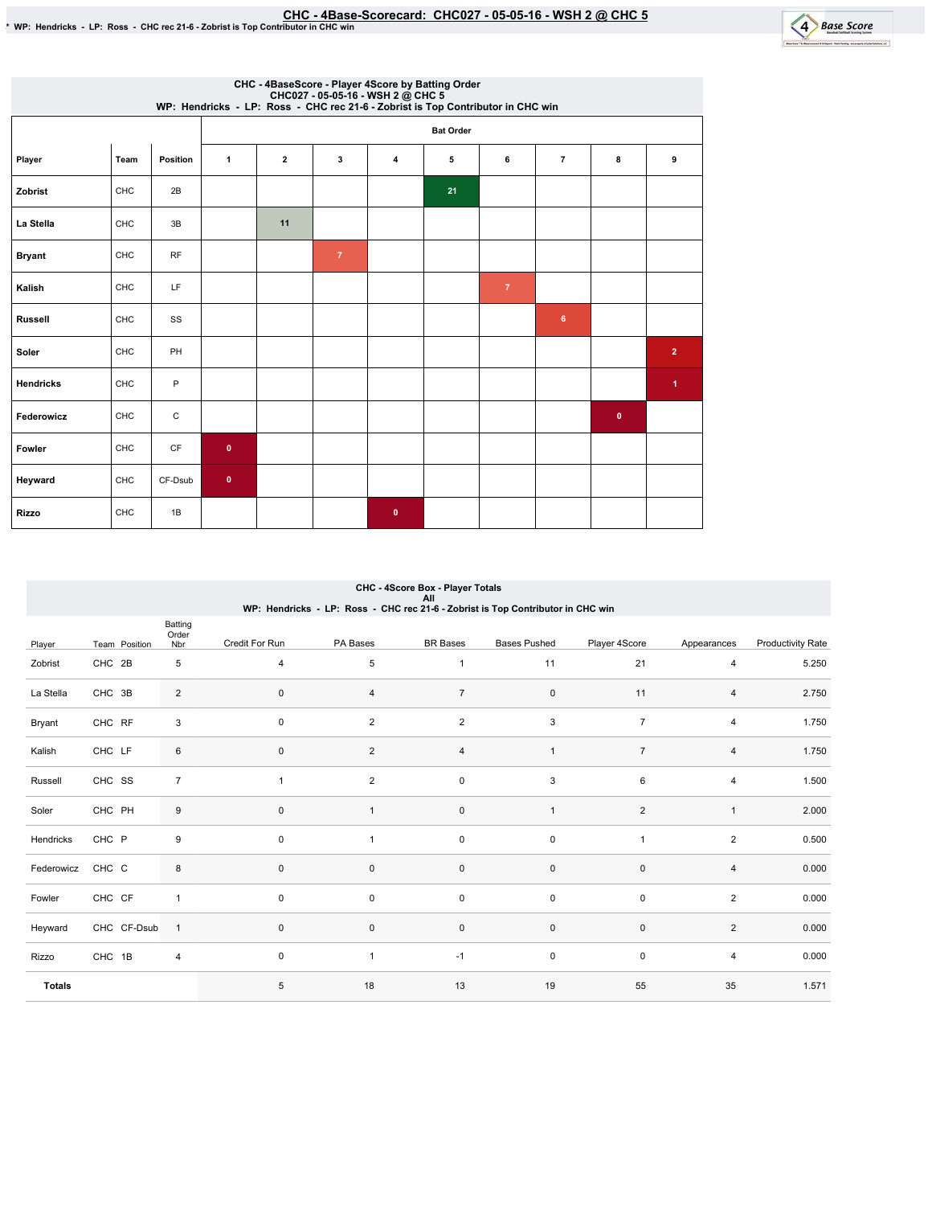# CHC - 4Base-Scorecard: CHC027 - 05-05-16 - WSH 2 @ CHC 5

* WP: Hendricks - LP: Ross - CHC rec 21-6 - Zobrist is Top Contributor in CHC win

## CHC - 4BaseScore - Player 4Score by Batting Order
CHC027 - 05-05-16 - WSH 2 @ CHC 5
WP: Hendricks - LP: Ross - CHC rec 21-6 - Zobrist is Top Contributor in CHC win

| | | | Bat Order | | | | | | | | |
|---|---|---|---|---|---|---|---|---|---|---|---|
| Player | Team | Position | 1 | 2 | 3 | 4 | 5 | 6 | 7 | 8 | 9 |
| Zobrist | CHC | 2B | | | | | 21 | | | | |
| La Stella | CHC | 3B | | 11 | | | | | | | |
| Bryant | CHC | RF | | | 7 | | | | | | |
| Kalish | CHC | LF | | | | | | 7 | | | |
| Russell | CHC | SS | | | | | | | 6 | | |
| Soler | CHC | PH | | | | | | | | | 2 |
| Hendricks | CHC | P | | | | | | | | | 1 |
| Federowicz | CHC | C | | | | | | | | 0 | |
| Fowler | CHC | CF | 0 | | | | | | | | |
| Heyward | CHC | CF-Dsub | 0 | | | | | | | | |
| Rizzo | CHC | 1B | | | | 0 | | | | | |

## CHC - 4Score Box - Player Totals
All
WP: Hendricks - LP: Ross - CHC rec 21-6 - Zobrist is Top Contributor in CHC win

| Player | Team | Position | Batting Order Nbr | Credit For Run | PA Bases | BR Bases | Bases Pushed | Player 4Score | Appearances | Productivity Rate |
|---|---|---|---|---|---|---|---|---|---|---|
| Zobrist | CHC | 2B | 5 | 4 | 5 | 1 | 11 | 21 | 4 | 5.250 |
| La Stella | CHC | 3B | 2 | 0 | 4 | 7 | 0 | 11 | 4 | 2.750 |
| Bryant | CHC | RF | 3 | 0 | 2 | 2 | 3 | 7 | 4 | 1.750 |
| Kalish | CHC | LF | 6 | 0 | 2 | 4 | 1 | 7 | 4 | 1.750 |
| Russell | CHC | SS | 7 | 1 | 2 | 0 | 3 | 6 | 4 | 1.500 |
| Soler | CHC | PH | 9 | 0 | 1 | 0 | 1 | 2 | 1 | 2.000 |
| Hendricks | CHC | P | 9 | 0 | 1 | 0 | 0 | 1 | 2 | 0.500 |
| Federowicz | CHC | C | 8 | 0 | 0 | 0 | 0 | 0 | 4 | 0.000 |
| Fowler | CHC | CF | 1 | 0 | 0 | 0 | 0 | 0 | 2 | 0.000 |
| Heyward | CHC | CF-Dsub | 1 | 0 | 0 | 0 | 0 | 0 | 2 | 0.000 |
| Rizzo | CHC | 1B | 4 | 0 | 1 | -1 | 0 | 0 | 4 | 0.000 |
| **Totals** | | | | 5 | 18 | 13 | 19 | 55 | 35 | 1.571 |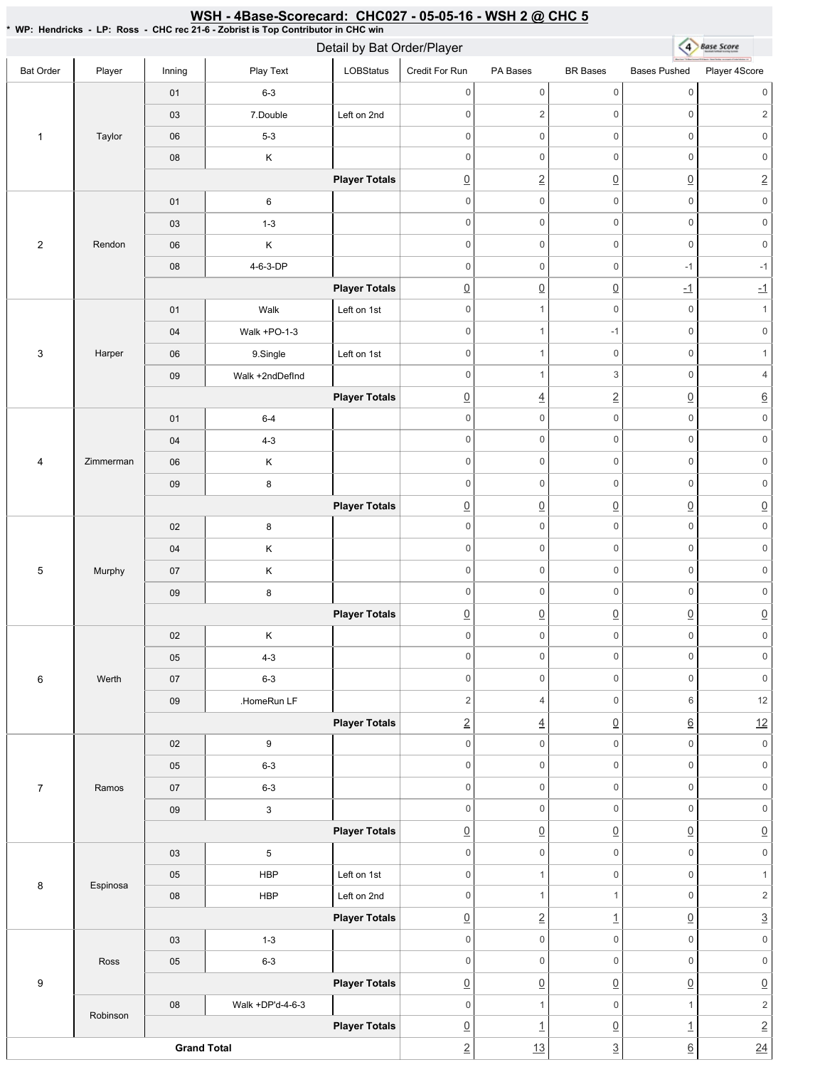## WSH - 4Base-Scorecard: CHC027 - 05-05-16 - WSH 2 @ CHC 5

* WP: Hendricks - LP: Ross - CHC rec 21-6 - Zobrist is Top Contributor in CHC win

### Detail by Bat Order/Player

| Bat Order | Player | Inning | Play Text | LOBStatus | Credit For Run | PA Bases | BR Bases | Bases Pushed | Player 4Score |
|---|---|---|---|---|---|---|---|---|---|
| 1 | Taylor | 01 | 6-3 | | 0 | 0 | 0 | 0 | 0 |
| | | 03 | 7.Double | Left on 2nd | 0 | 2 | 0 | 0 | 2 |
| | | 06 | 5-3 | | 0 | 0 | 0 | 0 | 0 |
| | | 08 | K | | 0 | 0 | 0 | 0 | 0 |
| | | | | **Player Totals** | 0 | 2 | 0 | 0 | 2 |
| 2 | Rendon | 01 | 6 | | 0 | 0 | 0 | 0 | 0 |
| | | 03 | 1-3 | | 0 | 0 | 0 | 0 | 0 |
| | | 06 | K | | 0 | 0 | 0 | 0 | 0 |
| | | 08 | 4-6-3-DP | | 0 | 0 | 0 | -1 | -1 |
| | | | | **Player Totals** | 0 | 0 | 0 | -1 | -1 |
| 3 | Harper | 01 | Walk | Left on 1st | 0 | 1 | 0 | 0 | 1 |
| | | 04 | Walk +PO-1-3 | | 0 | 1 | -1 | 0 | 0 |
| | | 06 | 9.Single | Left on 1st | 0 | 1 | 0 | 0 | 1 |
| | | 09 | Walk +2ndDefInd | | 0 | 1 | 3 | 0 | 4 |
| | | | | **Player Totals** | 0 | 4 | 2 | 0 | 6 |
| 4 | Zimmerman | 01 | 6-4 | | 0 | 0 | 0 | 0 | 0 |
| | | 04 | 4-3 | | 0 | 0 | 0 | 0 | 0 |
| | | 06 | K | | 0 | 0 | 0 | 0 | 0 |
| | | 09 | 8 | | 0 | 0 | 0 | 0 | 0 |
| | | | | **Player Totals** | 0 | 0 | 0 | 0 | 0 |
| 5 | Murphy | 02 | 8 | | 0 | 0 | 0 | 0 | 0 |
| | | 04 | K | | 0 | 0 | 0 | 0 | 0 |
| | | 07 | K | | 0 | 0 | 0 | 0 | 0 |
| | | 09 | 8 | | 0 | 0 | 0 | 0 | 0 |
| | | | | **Player Totals** | 0 | 0 | 0 | 0 | 0 |
| 6 | Werth | 02 | K | | 0 | 0 | 0 | 0 | 0 |
| | | 05 | 4-3 | | 0 | 0 | 0 | 0 | 0 |
| | | 07 | 6-3 | | 0 | 0 | 0 | 0 | 0 |
| | | 09 | .HomeRun LF | | 2 | 4 | 0 | 6 | 12 |
| | | | | **Player Totals** | 2 | 4 | 0 | 6 | 12 |
| 7 | Ramos | 02 | 9 | | 0 | 0 | 0 | 0 | 0 |
| | | 05 | 6-3 | | 0 | 0 | 0 | 0 | 0 |
| | | 07 | 6-3 | | 0 | 0 | 0 | 0 | 0 |
| | | 09 | 3 | | 0 | 0 | 0 | 0 | 0 |
| | | | | **Player Totals** | 0 | 0 | 0 | 0 | 0 |
| 8 | Espinosa | 03 | 5 | | 0 | 0 | 0 | 0 | 0 |
| | | 05 | HBP | Left on 1st | 0 | 1 | 0 | 0 | 1 |
| | | 08 | HBP | Left on 2nd | 0 | 1 | 1 | 0 | 2 |
| | | | | **Player Totals** | 0 | 2 | 1 | 0 | 3 |
| 9 | Ross | 03 | 1-3 | | 0 | 0 | 0 | 0 | 0 |
| | | 05 | 6-3 | | 0 | 0 | 0 | 0 | 0 |
| | | | | **Player Totals** | 0 | 0 | 0 | 0 | 0 |
| | Robinson | 08 | Walk +DP'd-4-6-3 | | 0 | 1 | 0 | 1 | 2 |
| | | | | **Player Totals** | 0 | 1 | 0 | 1 | 2 |
| **Grand Total** | | | | | 2 | 13 | 3 | 6 | 24 |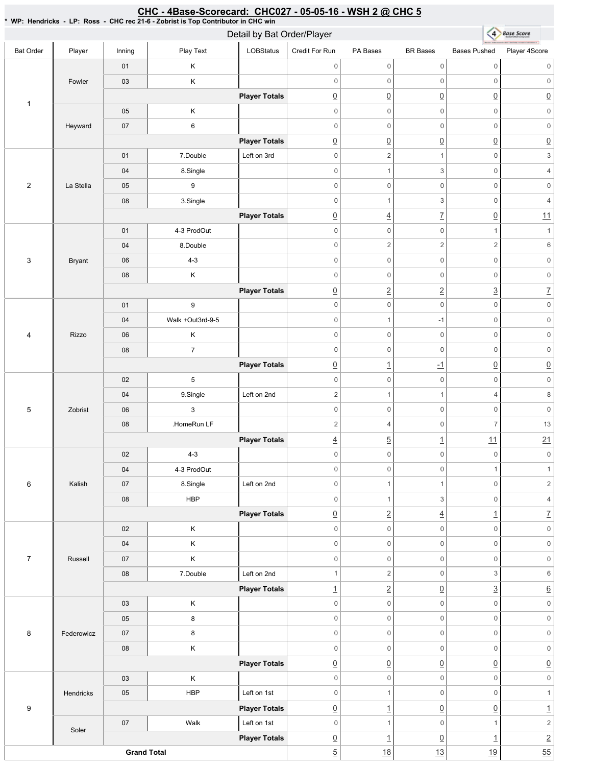## CHC - 4Base-Scorecard: CHC027 - 05-05-16 - WSH 2 @ CHC 5

* WP: Hendricks - LP: Ross - CHC rec 21-6 - Zobrist is Top Contributor in CHC win

### Detail by Bat Order/Player

| Bat Order | Player | Inning | Play Text | LOBStatus | Credit For Run | PA Bases | BR Bases | Bases Pushed | Player 4Score |
|---|---|---|---|---|---|---|---|---|---|
| 1 | Fowler | 01 | K | | 0 | 0 | 0 | 0 | 0 |
| | | 03 | K | | 0 | 0 | 0 | 0 | 0 |
| | | | | **Player Totals** | 0 | 0 | 0 | 0 | 0 |
| | Heyward | 05 | K | | 0 | 0 | 0 | 0 | 0 |
| | | 07 | 6 | | 0 | 0 | 0 | 0 | 0 |
| | | | | **Player Totals** | 0 | 0 | 0 | 0 | 0 |
| 2 | La Stella | 01 | 7.Double | Left on 3rd | 0 | 2 | 1 | 0 | 3 |
| | | 04 | 8.Single | | 0 | 1 | 3 | 0 | 4 |
| | | 05 | 9 | | 0 | 0 | 0 | 0 | 0 |
| | | 08 | 3.Single | | 0 | 1 | 3 | 0 | 4 |
| | | | | **Player Totals** | 0 | 4 | 7 | 0 | 11 |
| 3 | Bryant | 01 | 4-3 ProdOut | | 0 | 0 | 0 | 1 | 1 |
| | | 04 | 8.Double | | 0 | 2 | 2 | 2 | 6 |
| | | 06 | 4-3 | | 0 | 0 | 0 | 0 | 0 |
| | | 08 | K | | 0 | 0 | 0 | 0 | 0 |
| | | | | **Player Totals** | 0 | 2 | 2 | 3 | 7 |
| 4 | Rizzo | 01 | 9 | | 0 | 0 | 0 | 0 | 0 |
| | | 04 | Walk +Out3rd-9-5 | | 0 | 1 | -1 | 0 | 0 |
| | | 06 | K | | 0 | 0 | 0 | 0 | 0 |
| | | 08 | 7 | | 0 | 0 | 0 | 0 | 0 |
| | | | | **Player Totals** | 0 | 1 | -1 | 0 | 0 |
| 5 | Zobrist | 02 | 5 | | 0 | 0 | 0 | 0 | 0 |
| | | 04 | 9.Single | Left on 2nd | 2 | 1 | 1 | 4 | 8 |
| | | 06 | 3 | | 0 | 0 | 0 | 0 | 0 |
| | | 08 | .HomeRun LF | | 2 | 4 | 0 | 7 | 13 |
| | | | | **Player Totals** | 4 | 5 | 1 | 11 | 21 |
| 6 | Kalish | 02 | 4-3 | | 0 | 0 | 0 | 0 | 0 |
| | | 04 | 4-3 ProdOut | | 0 | 0 | 0 | 1 | 1 |
| | | 07 | 8.Single | Left on 2nd | 0 | 1 | 1 | 0 | 2 |
| | | 08 | HBP | | 0 | 1 | 3 | 0 | 4 |
| | | | | **Player Totals** | 0 | 2 | 4 | 1 | 7 |
| 7 | Russell | 02 | K | | 0 | 0 | 0 | 0 | 0 |
| | | 04 | K | | 0 | 0 | 0 | 0 | 0 |
| | | 07 | K | | 0 | 0 | 0 | 0 | 0 |
| | | 08 | 7.Double | Left on 2nd | 1 | 2 | 0 | 3 | 6 |
| | | | | **Player Totals** | 1 | 2 | 0 | 3 | 6 |
| 8 | Federowicz | 03 | K | | 0 | 0 | 0 | 0 | 0 |
| | | 05 | 8 | | 0 | 0 | 0 | 0 | 0 |
| | | 07 | 8 | | 0 | 0 | 0 | 0 | 0 |
| | | 08 | K | | 0 | 0 | 0 | 0 | 0 |
| | | | | **Player Totals** | 0 | 0 | 0 | 0 | 0 |
| 9 | Hendricks | 03 | K | | 0 | 0 | 0 | 0 | 0 |
| | | 05 | HBP | Left on 1st | 0 | 1 | 0 | 0 | 1 |
| | | | | **Player Totals** | 0 | 1 | 0 | 0 | 1 |
| | Soler | 07 | Walk | Left on 1st | 0 | 1 | 0 | 1 | 2 |
| | | | | **Player Totals** | 0 | 1 | 0 | 1 | 2 |
| **Grand Total** | | | | | 5 | 18 | 13 | 19 | 55 |